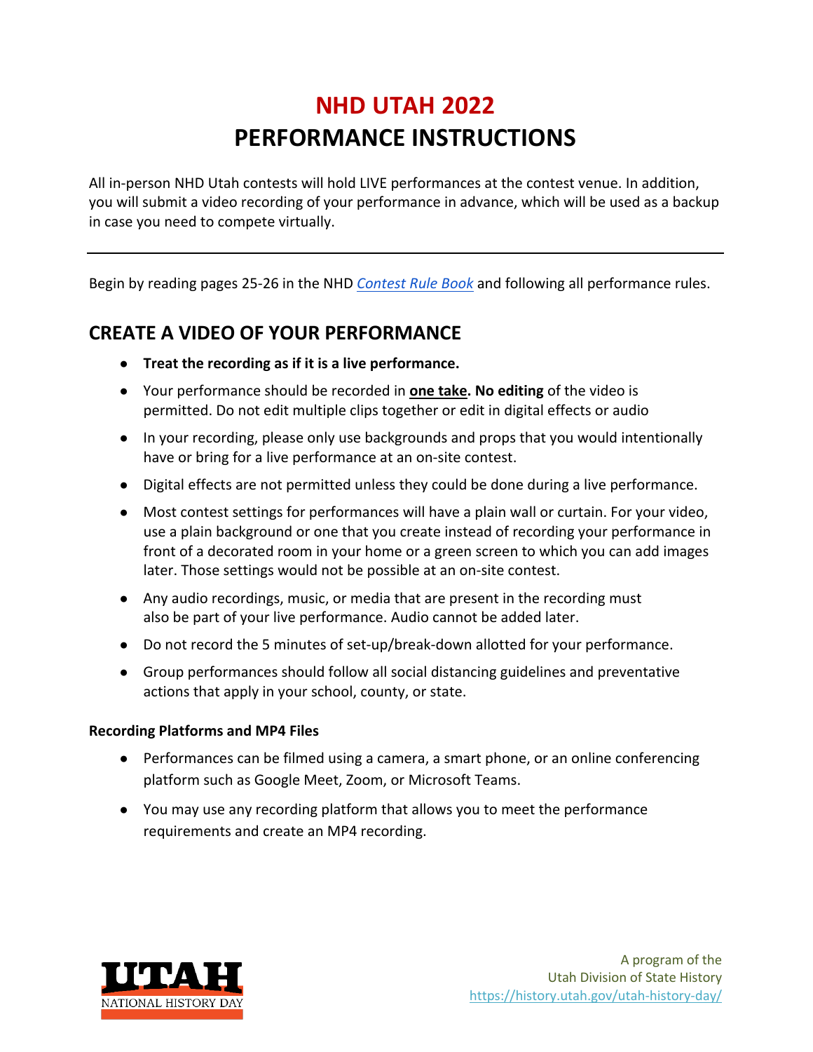# NHD UTAH 2022
# PERFORMANCE INSTRUCTIONS

All in-person NHD Utah contests will hold LIVE performances at the contest venue. In addition, you will submit a video recording of your performance in advance, which will be used as a backup in case you need to compete virtually.

---

Begin by reading pages 25-26 in the NHD *Contest Rule Book* and following all performance rules.

## CREATE A VIDEO OF YOUR PERFORMANCE

- **Treat the recording as if it is a live performance.**
- Your performance should be recorded in **one take. No editing** of the video is permitted. Do not edit multiple clips together or edit in digital effects or audio
- In your recording, please only use backgrounds and props that you would intentionally have or bring for a live performance at an on-site contest.
- Digital effects are not permitted unless they could be done during a live performance.
- Most contest settings for performances will have a plain wall or curtain. For your video, use a plain background or one that you create instead of recording your performance in front of a decorated room in your home or a green screen to which you can add images later. Those settings would not be possible at an on-site contest.
- Any audio recordings, music, or media that are present in the recording must also be part of your live performance. Audio cannot be added later.
- Do not record the 5 minutes of set-up/break-down allotted for your performance.
- Group performances should follow all social distancing guidelines and preventative actions that apply in your school, county, or state.

**Recording Platforms and MP4 Files**

- Performances can be filmed using a camera, a smart phone, or an online conferencing platform such as Google Meet, Zoom, or Microsoft Teams.
- You may use any recording platform that allows you to meet the performance requirements and create an MP4 recording.

A program of the Utah Division of State History
https://history.utah.gov/utah-history-day/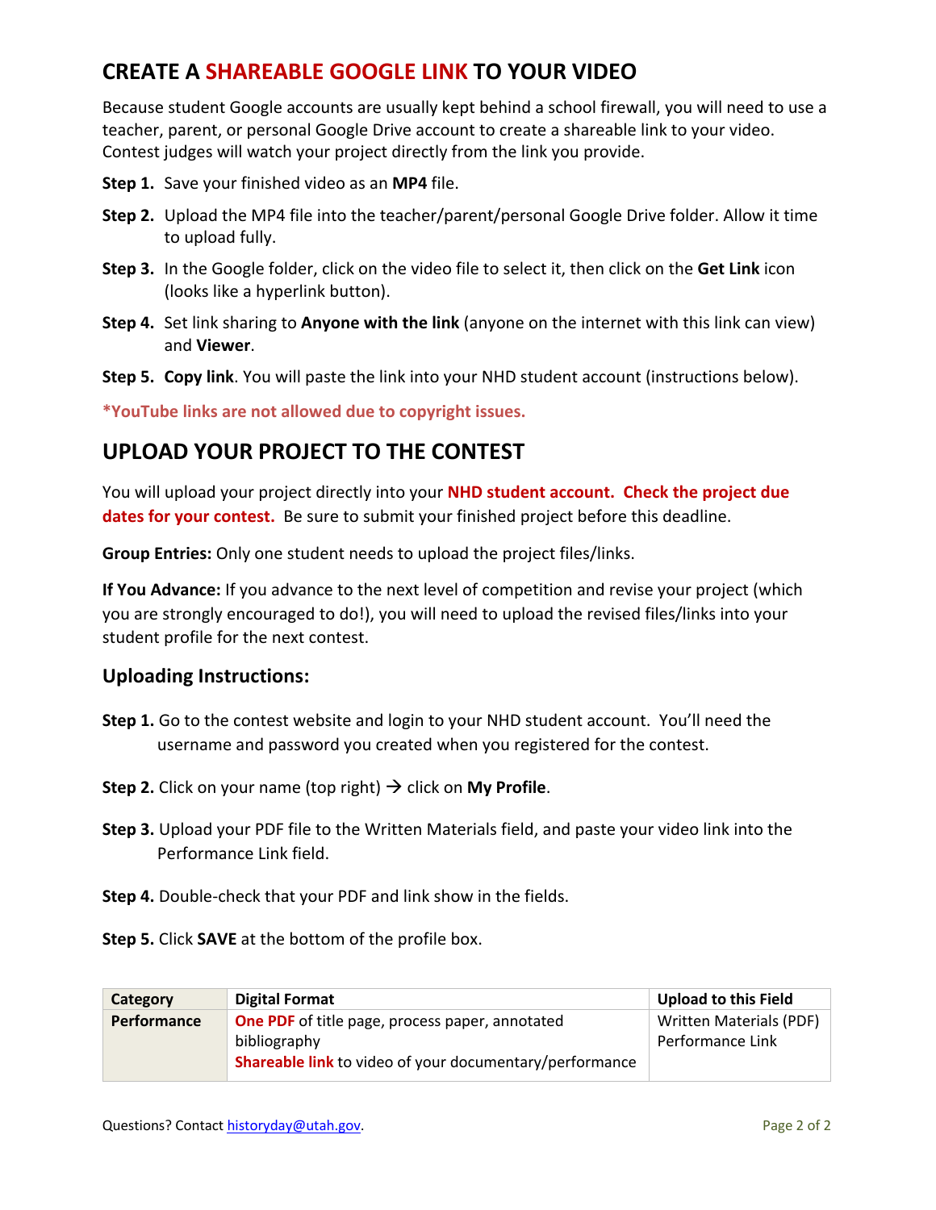## CREATE A SHAREABLE GOOGLE LINK TO YOUR VIDEO

Because student Google accounts are usually kept behind a school firewall, you will need to use a teacher, parent, or personal Google Drive account to create a shareable link to your video. Contest judges will watch your project directly from the link you provide.

**Step 1.** Save your finished video as an **MP4** file.

**Step 2.** Upload the MP4 file into the teacher/parent/personal Google Drive folder. Allow it time to upload fully.

**Step 3.** In the Google folder, click on the video file to select it, then click on the **Get Link** icon (looks like a hyperlink button).

**Step 4.** Set link sharing to **Anyone with the link** (anyone on the internet with this link can view) and **Viewer**.

**Step 5.** **Copy link**. You will paste the link into your NHD student account (instructions below).

***YouTube links are not allowed due to copyright issues.**

## UPLOAD YOUR PROJECT TO THE CONTEST

You will upload your project directly into your **NHD student account. Check the project due dates for your contest.** Be sure to submit your finished project before this deadline.

**Group Entries:** Only one student needs to upload the project files/links.

**If You Advance:** If you advance to the next level of competition and revise your project (which you are strongly encouraged to do!), you will need to upload the revised files/links into your student profile for the next contest.

### Uploading Instructions:

**Step 1.** Go to the contest website and login to your NHD student account. You'll need the username and password you created when you registered for the contest.

**Step 2.** Click on your name (top right) → click on **My Profile**.

**Step 3.** Upload your PDF file to the Written Materials field, and paste your video link into the Performance Link field.

**Step 4.** Double-check that your PDF and link show in the fields.

**Step 5.** Click **SAVE** at the bottom of the profile box.

| Category | Digital Format | Upload to this Field |
|---|---|---|
| **Performance** | **One PDF** of title page, process paper, annotated bibliography<br>**Shareable link** to video of your documentary/performance | Written Materials (PDF)<br>Performance Link |

Questions? Contact historyday@utah.gov.